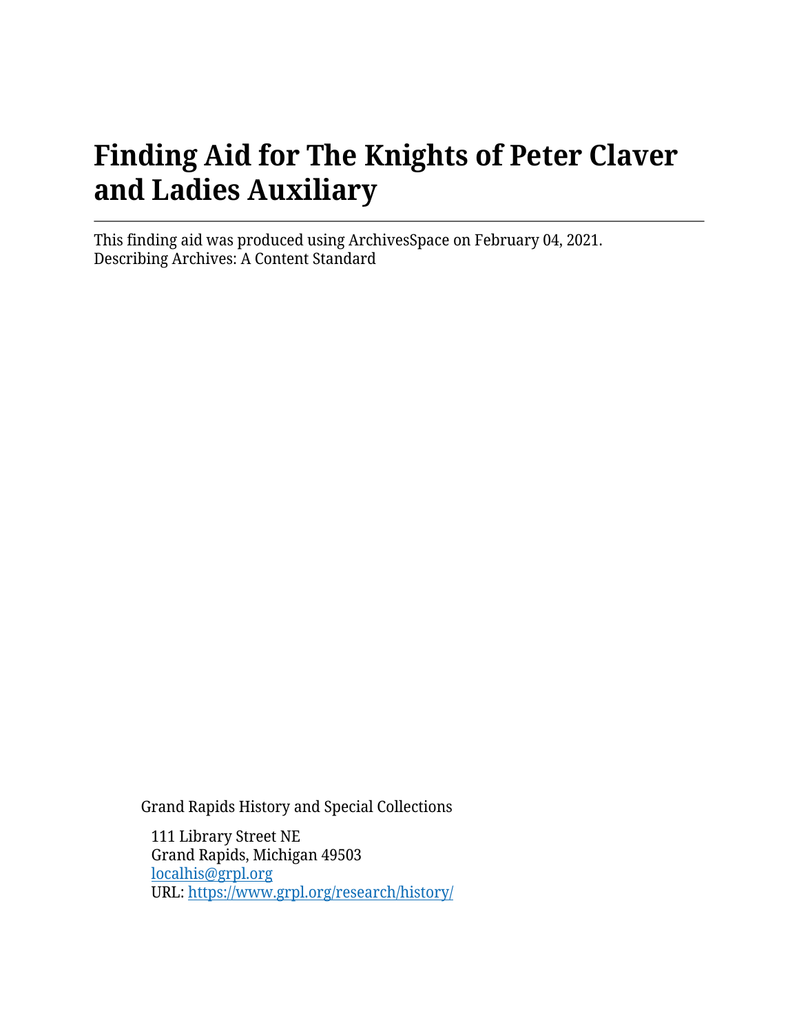# Finding Aid for The Knights of Peter Claver and Ladies Auxiliary

This finding aid was produced using ArchivesSpace on February 04, 2021.
Describing Archives: A Content Standard

Grand Rapids History and Special Collections

111 Library Street NE
Grand Rapids, Michigan 49503
localhis@grpl.org
URL: https://www.grpl.org/research/history/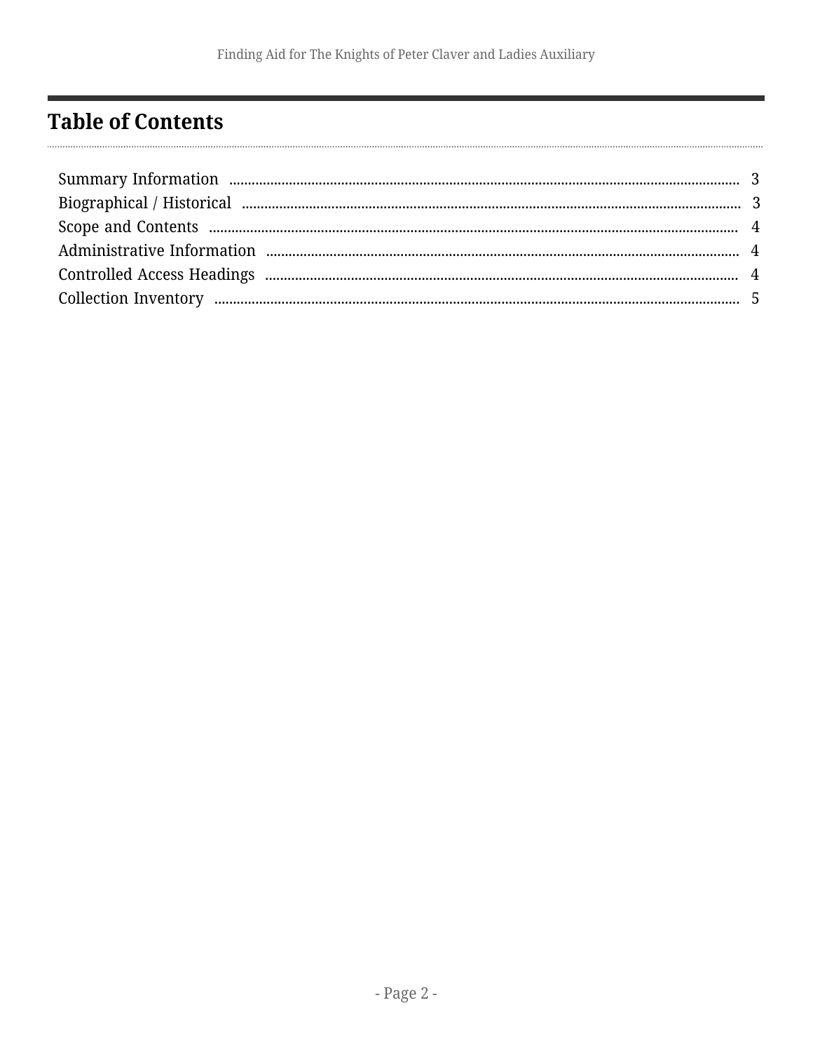## Table of Contents

- Summary Information ........ 3
- Biographical / Historical ........ 3
- Scope and Contents ........ 4
- Administrative Information ........ 4
- Controlled Access Headings ........ 4
- Collection Inventory ........ 5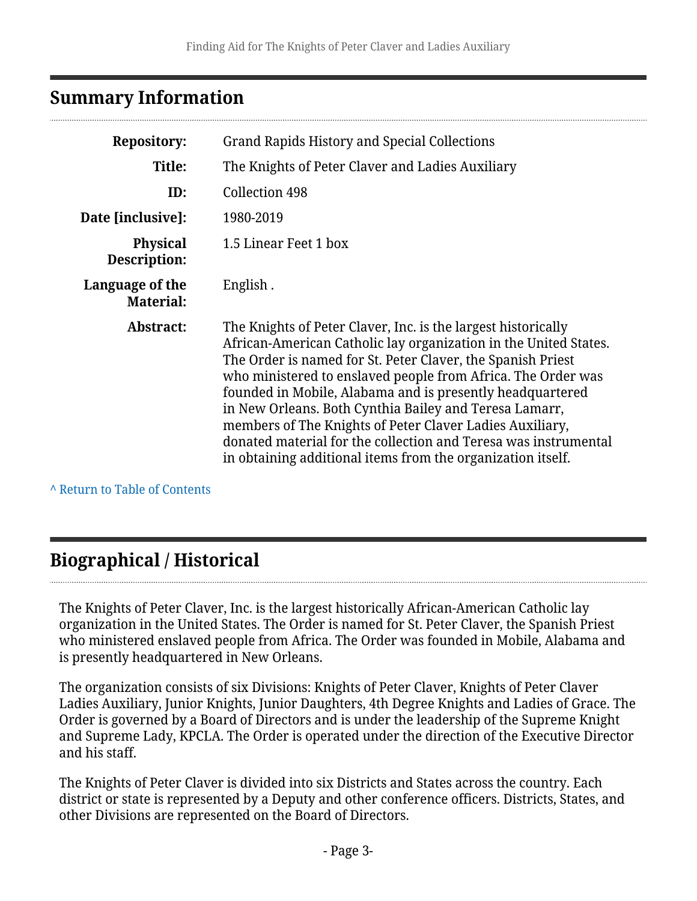## Summary Information

| | |
|---|---|
| **Repository:** | Grand Rapids History and Special Collections |
| **Title:** | The Knights of Peter Claver and Ladies Auxiliary |
| **ID:** | Collection 498 |
| **Date [inclusive]:** | 1980-2019 |
| **Physical Description:** | 1.5 Linear Feet 1 box |
| **Language of the Material:** | English . |
| **Abstract:** | The Knights of Peter Claver, Inc. is the largest historically African-American Catholic lay organization in the United States. The Order is named for St. Peter Claver, the Spanish Priest who ministered to enslaved people from Africa. The Order was founded in Mobile, Alabama and is presently headquartered in New Orleans. Both Cynthia Bailey and Teresa Lamarr, members of The Knights of Peter Claver Ladies Auxiliary, donated material for the collection and Teresa was instrumental in obtaining additional items from the organization itself. |

^ Return to Table of Contents

## Biographical / Historical

The Knights of Peter Claver, Inc. is the largest historically African-American Catholic lay organization in the United States. The Order is named for St. Peter Claver, the Spanish Priest who ministered enslaved people from Africa. The Order was founded in Mobile, Alabama and is presently headquartered in New Orleans.

The organization consists of six Divisions: Knights of Peter Claver, Knights of Peter Claver Ladies Auxiliary, Junior Knights, Junior Daughters, 4th Degree Knights and Ladies of Grace. The Order is governed by a Board of Directors and is under the leadership of the Supreme Knight and Supreme Lady, KPCLA. The Order is operated under the direction of the Executive Director and his staff.

The Knights of Peter Claver is divided into six Districts and States across the country. Each district or state is represented by a Deputy and other conference officers. Districts, States, and other Divisions are represented on the Board of Directors.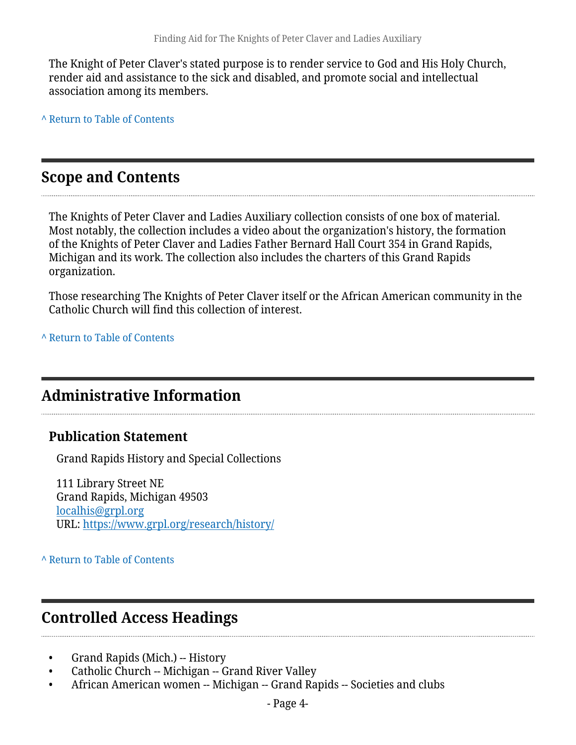The Knight of Peter Claver's stated purpose is to render service to God and His Holy Church, render aid and assistance to the sick and disabled, and promote social and intellectual association among its members.

^ Return to Table of Contents

## Scope and Contents

The Knights of Peter Claver and Ladies Auxiliary collection consists of one box of material. Most notably, the collection includes a video about the organization's history, the formation of the Knights of Peter Claver and Ladies Father Bernard Hall Court 354 in Grand Rapids, Michigan and its work. The collection also includes the charters of this Grand Rapids organization.

Those researching The Knights of Peter Claver itself or the African American community in the Catholic Church will find this collection of interest.

^ Return to Table of Contents

## Administrative Information

### Publication Statement

Grand Rapids History and Special Collections

111 Library Street NE
Grand Rapids, Michigan 49503
localhis@grpl.org
URL: https://www.grpl.org/research/history/

^ Return to Table of Contents

## Controlled Access Headings

- Grand Rapids (Mich.) -- History
- Catholic Church -- Michigan -- Grand River Valley
- African American women -- Michigan -- Grand Rapids -- Societies and clubs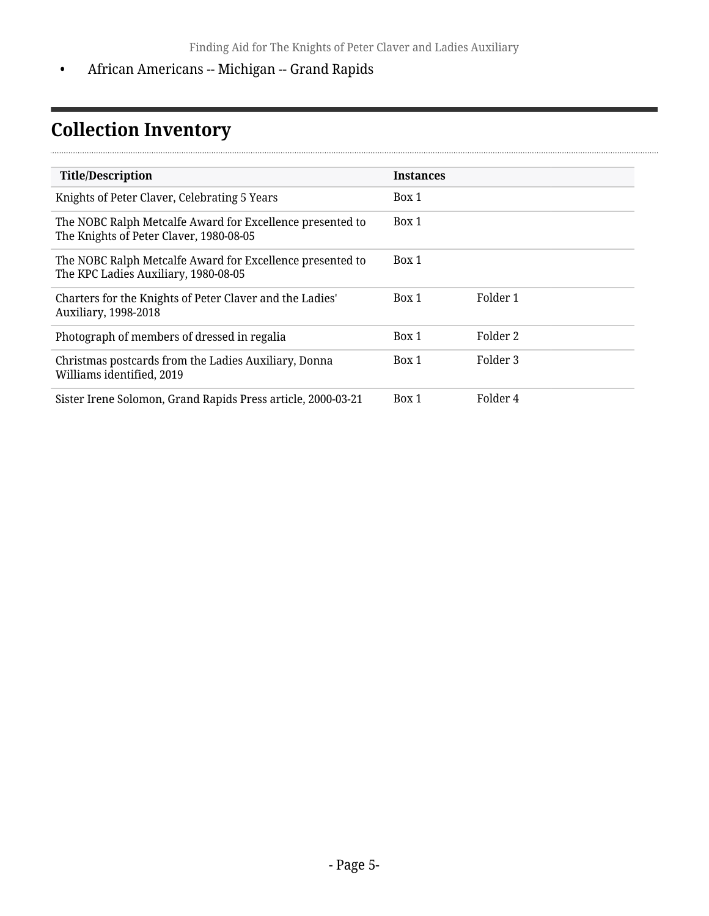- African Americans -- Michigan -- Grand Rapids

## Collection Inventory

| Title/Description | Instances | |
|---|---|---|
| Knights of Peter Claver, Celebrating 5 Years | Box 1 | |
| The NOBC Ralph Metcalfe Award for Excellence presented to The Knights of Peter Claver, 1980-08-05 | Box 1 | |
| The NOBC Ralph Metcalfe Award for Excellence presented to The KPC Ladies Auxiliary, 1980-08-05 | Box 1 | |
| Charters for the Knights of Peter Claver and the Ladies' Auxiliary, 1998-2018 | Box 1 | Folder 1 |
| Photograph of members of dressed in regalia | Box 1 | Folder 2 |
| Christmas postcards from the Ladies Auxiliary, Donna Williams identified, 2019 | Box 1 | Folder 3 |
| Sister Irene Solomon, Grand Rapids Press article, 2000-03-21 | Box 1 | Folder 4 |